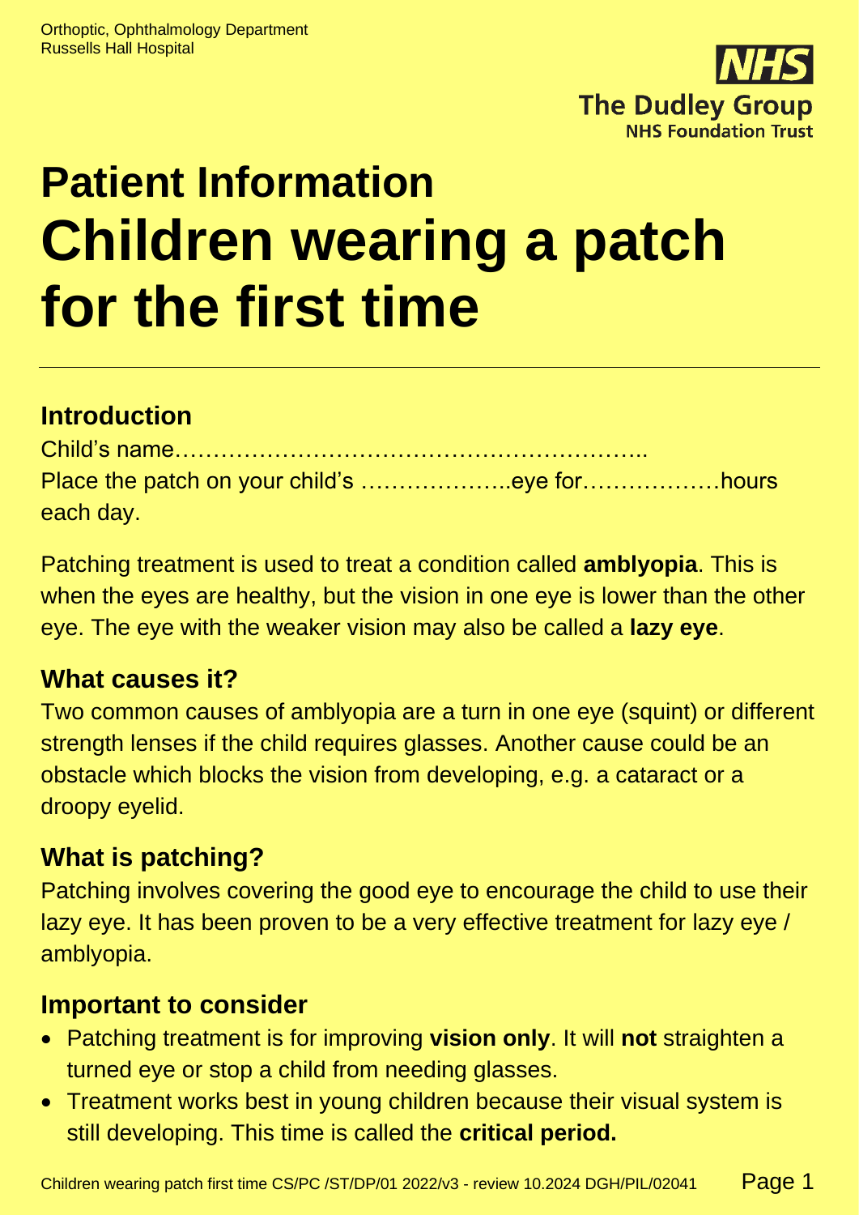Orthoptic, Ophthalmology Department
Russells Hall Hospital

**NHS**
**The Dudley Group**
**NHS Foundation Trust**

# Patient Information
# Children wearing a patch for the first time

## Introduction

Child's name……………………………………………………..
Place the patch on your child's ………………..eye for………………hours each day.

Patching treatment is used to treat a condition called **amblyopia**. This is when the eyes are healthy, but the vision in one eye is lower than the other eye. The eye with the weaker vision may also be called a **lazy eye**.

## What causes it?

Two common causes of amblyopia are a turn in one eye (squint) or different strength lenses if the child requires glasses. Another cause could be an obstacle which blocks the vision from developing, e.g. a cataract or a droopy eyelid.

## What is patching?

Patching involves covering the good eye to encourage the child to use their lazy eye. It has been proven to be a very effective treatment for lazy eye / amblyopia.

## Important to consider

- Patching treatment is for improving **vision only**. It will **not** straighten a turned eye or stop a child from needing glasses.
- Treatment works best in young children because their visual system is still developing. This time is called the **critical period.**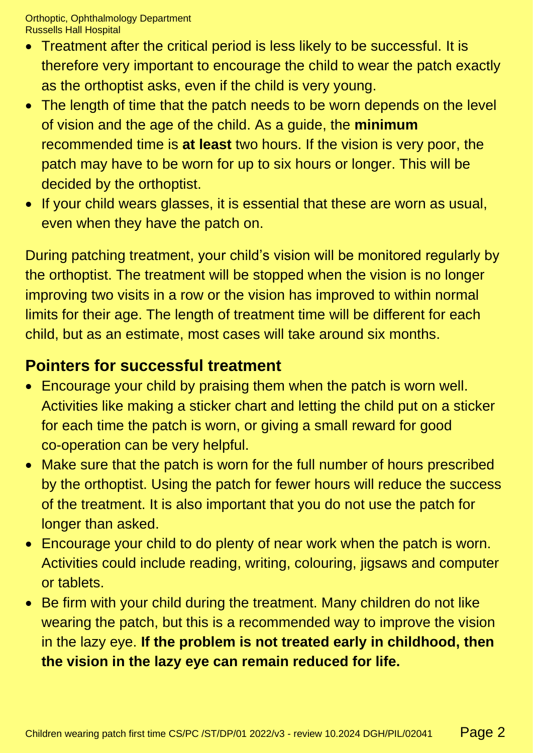- Treatment after the critical period is less likely to be successful. It is therefore very important to encourage the child to wear the patch exactly as the orthoptist asks, even if the child is very young.
- The length of time that the patch needs to be worn depends on the level of vision and the age of the child. As a guide, the **minimum** recommended time is **at least** two hours. If the vision is very poor, the patch may have to be worn for up to six hours or longer. This will be decided by the orthoptist.
- If your child wears glasses, it is essential that these are worn as usual, even when they have the patch on.

During patching treatment, your child's vision will be monitored regularly by the orthoptist. The treatment will be stopped when the vision is no longer improving two visits in a row or the vision has improved to within normal limits for their age. The length of treatment time will be different for each child, but as an estimate, most cases will take around six months.

## Pointers for successful treatment

- Encourage your child by praising them when the patch is worn well. Activities like making a sticker chart and letting the child put on a sticker for each time the patch is worn, or giving a small reward for good co-operation can be very helpful.
- Make sure that the patch is worn for the full number of hours prescribed by the orthoptist. Using the patch for fewer hours will reduce the success of the treatment. It is also important that you do not use the patch for longer than asked.
- Encourage your child to do plenty of near work when the patch is worn. Activities could include reading, writing, colouring, jigsaws and computer or tablets.
- Be firm with your child during the treatment. Many children do not like wearing the patch, but this is a recommended way to improve the vision in the lazy eye. **If the problem is not treated early in childhood, then the vision in the lazy eye can remain reduced for life.**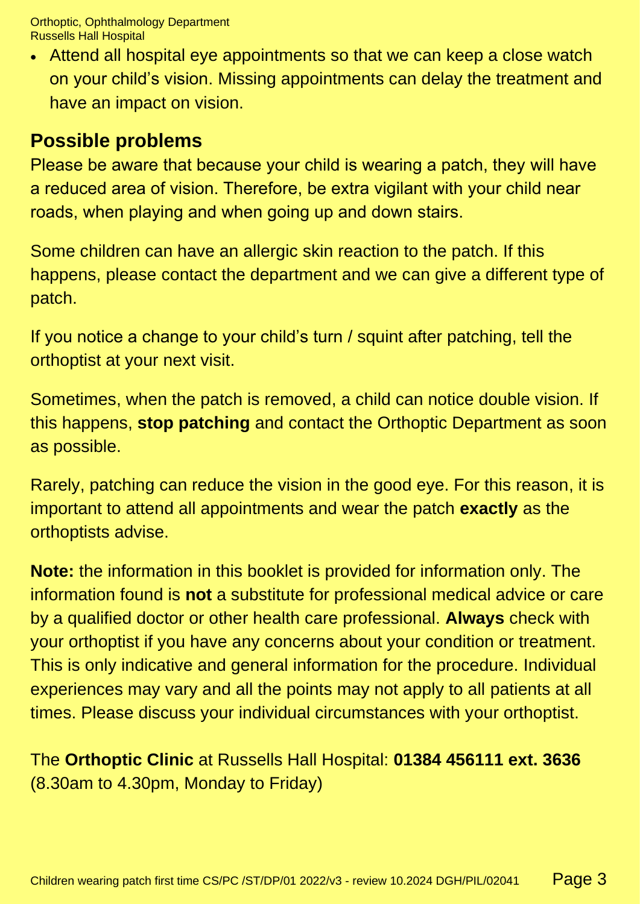- Attend all hospital eye appointments so that we can keep a close watch on your child's vision. Missing appointments can delay the treatment and have an impact on vision.

## Possible problems

Please be aware that because your child is wearing a patch, they will have a reduced area of vision. Therefore, be extra vigilant with your child near roads, when playing and when going up and down stairs.

Some children can have an allergic skin reaction to the patch. If this happens, please contact the department and we can give a different type of patch.

If you notice a change to your child's turn / squint after patching, tell the orthoptist at your next visit.

Sometimes, when the patch is removed, a child can notice double vision. If this happens, **stop patching** and contact the Orthoptic Department as soon as possible.

Rarely, patching can reduce the vision in the good eye. For this reason, it is important to attend all appointments and wear the patch **exactly** as the orthoptists advise.

**Note:** the information in this booklet is provided for information only. The information found is **not** a substitute for professional medical advice or care by a qualified doctor or other health care professional. **Always** check with your orthoptist if you have any concerns about your condition or treatment. This is only indicative and general information for the procedure. Individual experiences may vary and all the points may not apply to all patients at all times. Please discuss your individual circumstances with your orthoptist.

The **Orthoptic Clinic** at Russells Hall Hospital: **01384 456111 ext. 3636** (8.30am to 4.30pm, Monday to Friday)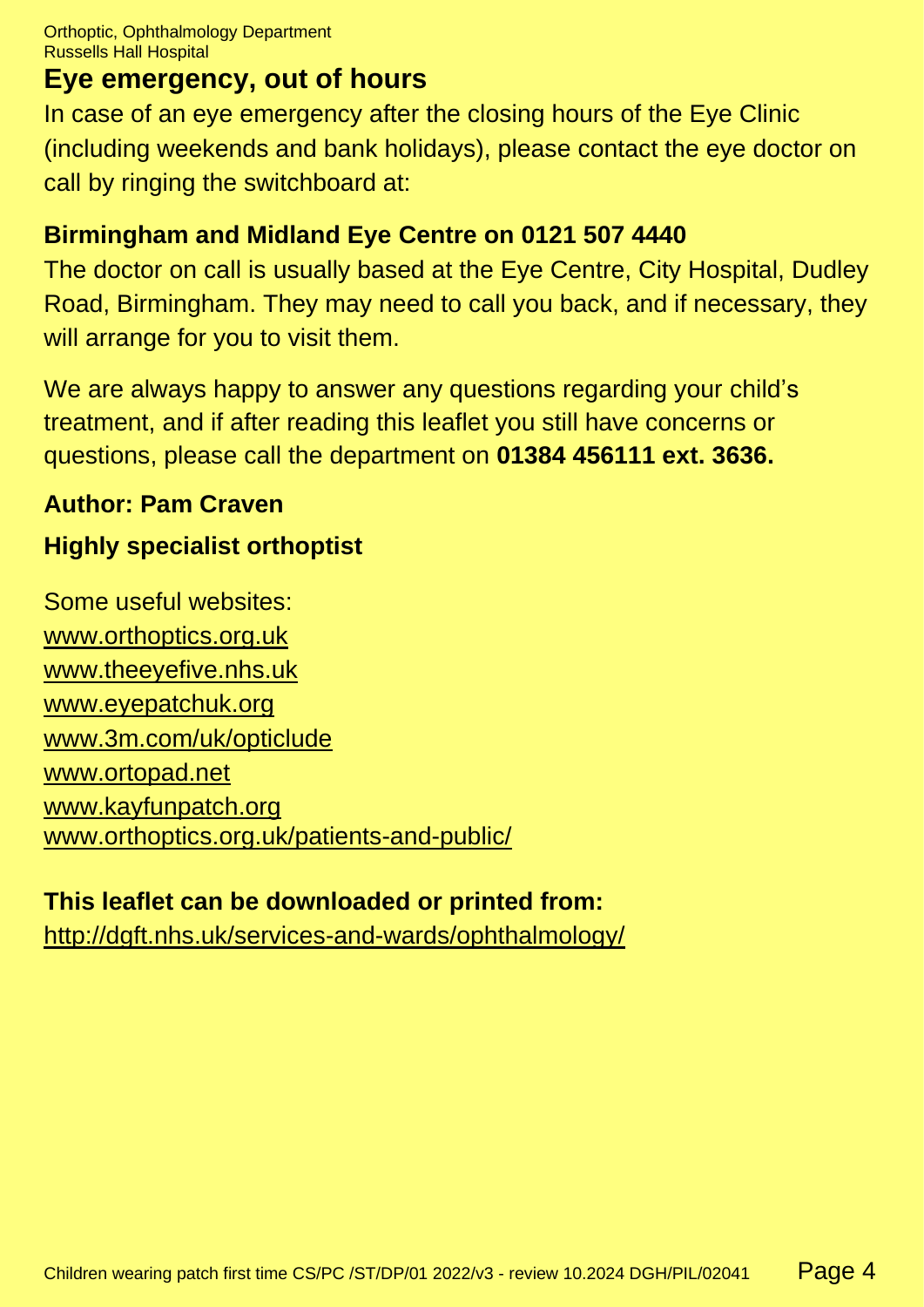## Eye emergency, out of hours

In case of an eye emergency after the closing hours of the Eye Clinic (including weekends and bank holidays), please contact the eye doctor on call by ringing the switchboard at:

**Birmingham and Midland Eye Centre on 0121 507 4440**

The doctor on call is usually based at the Eye Centre, City Hospital, Dudley Road, Birmingham. They may need to call you back, and if necessary, they will arrange for you to visit them.

We are always happy to answer any questions regarding your child's treatment, and if after reading this leaflet you still have concerns or questions, please call the department on **01384 456111 ext. 3636.**

**Author: Pam Craven**

**Highly specialist orthoptist**

Some useful websites:
www.orthoptics.org.uk
www.theeyefive.nhs.uk
www.eyepatchuk.org
www.3m.com/uk/opticlude
www.ortopad.net
www.kayfunpatch.org
www.orthoptics.org.uk/patients-and-public/

**This leaflet can be downloaded or printed from:**
http://dgft.nhs.uk/services-and-wards/ophthalmology/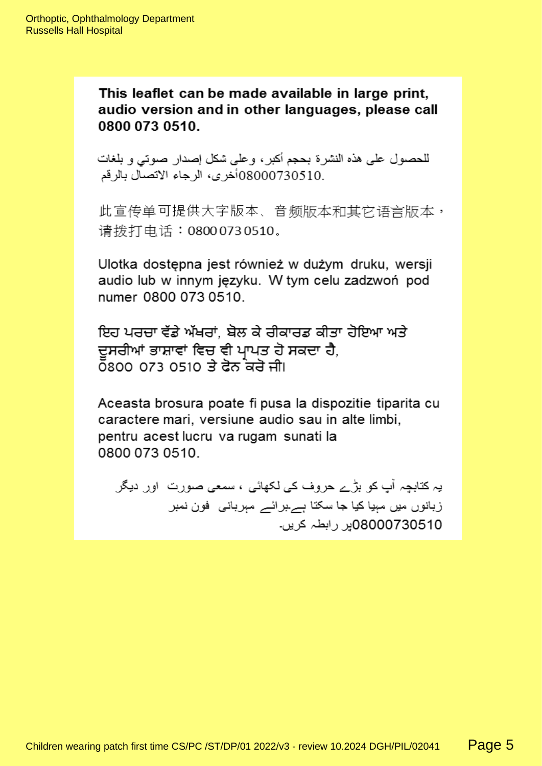**This leaflet can be made available in large print, audio version and in other languages, please call 0800 073 0510.**

للحصول على هذه النشرة بحجم أكبر، وعلى شكل إصدار صوتي و بلغات أخرى، الرجاء الاتصال بالرقم 08000730510.

此宣传单可提供大字版本、音频版本和其它语言版本，请拨打电话：0800 073 0510。

Ulotka dostępna jest również w dużym druku, wersji audio lub w innym języku. W tym celu zadzwoń pod numer 0800 073 0510.

ਇਹ ਪਰਚਾ ਵੱਡੇ ਅੱਖਰਾਂ, ਬੋਲ ਕੇ ਰੀਕਾਰਡ ਕੀਤਾ ਹੋਇਆ ਅਤੇ ਦੂਸਰੀਆਂ ਭਾਸ਼ਾਵਾਂ ਵਿਚ ਵੀ ਪ੍ਰਾਪਤ ਹੋ ਸਕਦਾ ਹੈ, 0800 073 0510 ਤੇ ਫੋਨ ਕਰੋ ਜੀ।

Aceasta brosura poate fi pusa la dispozitie tiparita cu caractere mari, versiune audio sau in alte limbi, pentru acest lucru va rugam sunati la 0800 073 0510.

یہ کتابچہ آپ کو بڑے حروف کی لکھائی ، سمعی صورت اور دیگر زبانوں میں مہیا کیا جا سکتا ہے برائے مہربانی فون نمبر 08000730510 پر رابطہ کریں۔